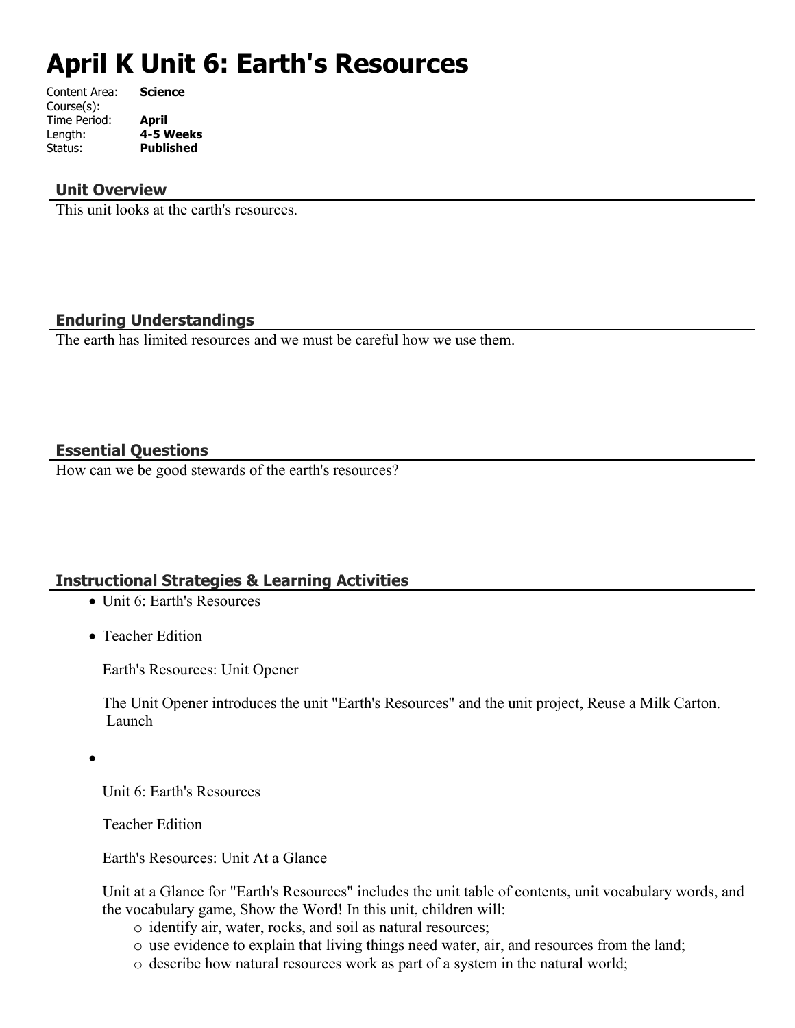# April K Unit 6: Earth's Resources

Content Area: **Science**
Course(s):
Time Period: **April**
Length: **4-5 Weeks**
Status: **Published**

## Unit Overview

This unit looks at the earth's resources.

## Enduring Understandings

The earth has limited resources and we must be careful how we use them.

## Essential Questions

How can we be good stewards of the earth's resources?

## Instructional Strategies & Learning Activities

- Unit 6: Earth's Resources
- Teacher Edition

  Earth's Resources: Unit Opener

  The Unit Opener introduces the unit "Earth's Resources" and the unit project, Reuse a Milk Carton. Launch

- Unit 6: Earth's Resources

  Teacher Edition

  Earth's Resources: Unit At a Glance

  Unit at a Glance for "Earth's Resources" includes the unit table of contents, unit vocabulary words, and the vocabulary game, Show the Word! In this unit, children will:
  - identify air, water, rocks, and soil as natural resources;
  - use evidence to explain that living things need water, air, and resources from the land;
  - describe how natural resources work as part of a system in the natural world;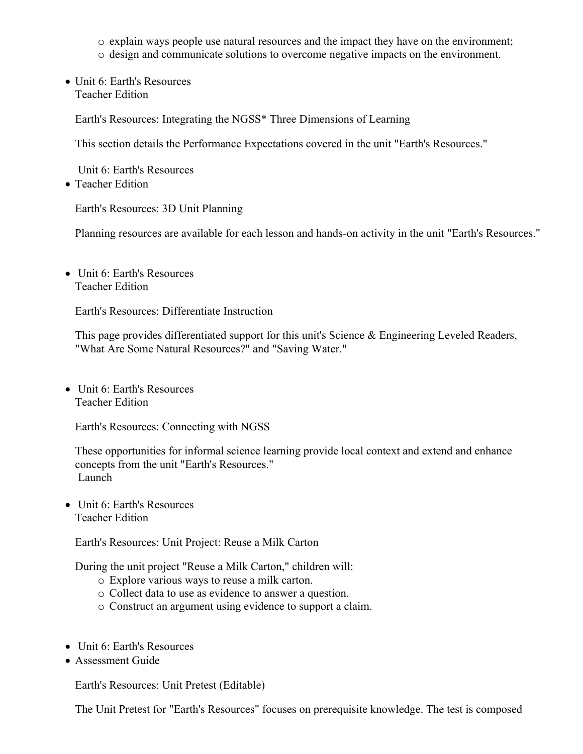- explain ways people use natural resources and the impact they have on the environment;
  - design and communicate solutions to overcome negative impacts on the environment.

- Unit 6: Earth's Resources
  Teacher Edition

  Earth's Resources: Integrating the NGSS* Three Dimensions of Learning

  This section details the Performance Expectations covered in the unit "Earth's Resources."

  Unit 6: Earth's Resources
- Teacher Edition

  Earth's Resources: 3D Unit Planning

  Planning resources are available for each lesson and hands-on activity in the unit "Earth's Resources."

- Unit 6: Earth's Resources
  Teacher Edition

  Earth's Resources: Differentiate Instruction

  This page provides differentiated support for this unit's Science & Engineering Leveled Readers, "What Are Some Natural Resources?" and "Saving Water."

- Unit 6: Earth's Resources
  Teacher Edition

  Earth's Resources: Connecting with NGSS

  These opportunities for informal science learning provide local context and extend and enhance concepts from the unit "Earth's Resources."
  Launch

- Unit 6: Earth's Resources
  Teacher Edition

  Earth's Resources: Unit Project: Reuse a Milk Carton

  During the unit project "Reuse a Milk Carton," children will:
  - Explore various ways to reuse a milk carton.
  - Collect data to use as evidence to answer a question.
  - Construct an argument using evidence to support a claim.

- Unit 6: Earth's Resources
- Assessment Guide

  Earth's Resources: Unit Pretest (Editable)

  The Unit Pretest for "Earth's Resources" focuses on prerequisite knowledge. The test is composed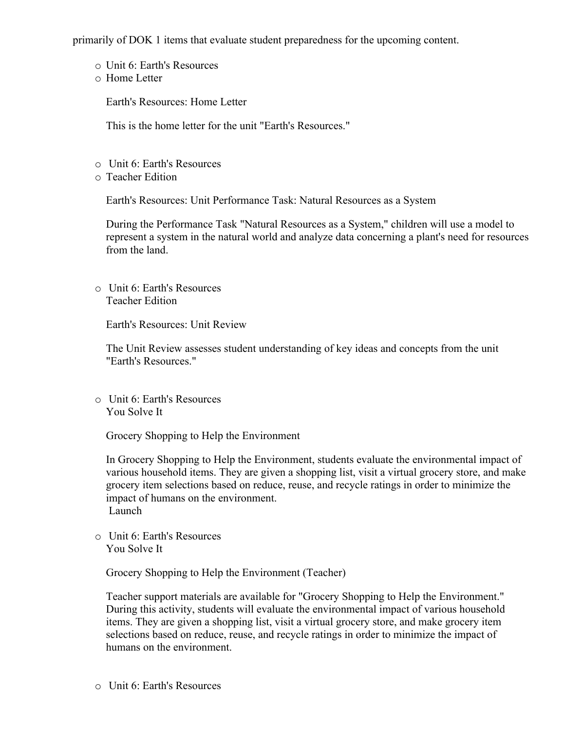primarily of DOK 1 items that evaluate student preparedness for the upcoming content.

- Unit 6: Earth's Resources
- Home Letter

  Earth's Resources: Home Letter

  This is the home letter for the unit "Earth's Resources."

- Unit 6: Earth's Resources
- Teacher Edition

  Earth's Resources: Unit Performance Task: Natural Resources as a System

  During the Performance Task "Natural Resources as a System," children will use a model to represent a system in the natural world and analyze data concerning a plant's need for resources from the land.

- Unit 6: Earth's Resources
  Teacher Edition

  Earth's Resources: Unit Review

  The Unit Review assesses student understanding of key ideas and concepts from the unit "Earth's Resources."

- Unit 6: Earth's Resources
  You Solve It

  Grocery Shopping to Help the Environment

  In Grocery Shopping to Help the Environment, students evaluate the environmental impact of various household items. They are given a shopping list, visit a virtual grocery store, and make grocery item selections based on reduce, reuse, and recycle ratings in order to minimize the impact of humans on the environment.
  Launch

- Unit 6: Earth's Resources
  You Solve It

  Grocery Shopping to Help the Environment (Teacher)

  Teacher support materials are available for "Grocery Shopping to Help the Environment." During this activity, students will evaluate the environmental impact of various household items. They are given a shopping list, visit a virtual grocery store, and make grocery item selections based on reduce, reuse, and recycle ratings in order to minimize the impact of humans on the environment.

- Unit 6: Earth's Resources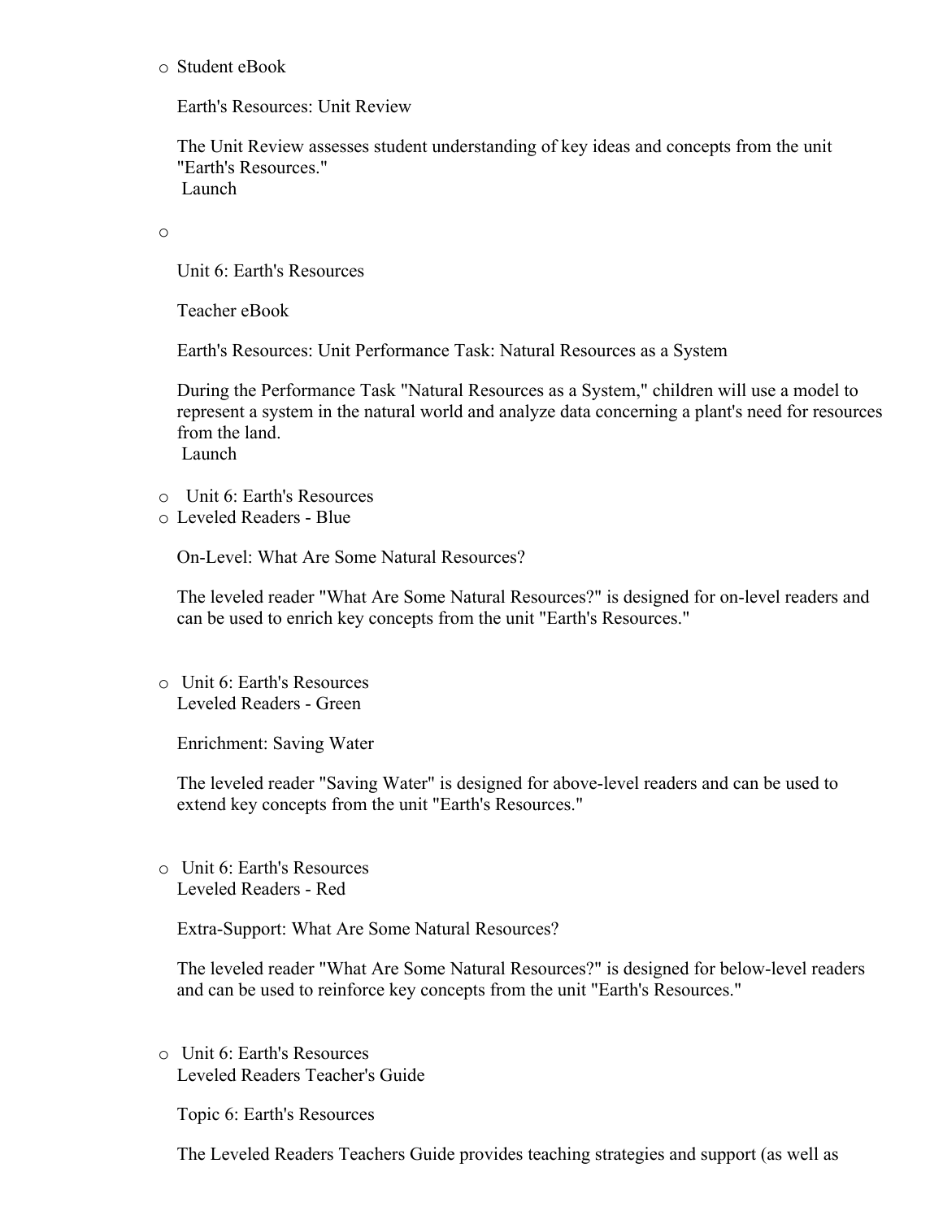- Student eBook

  Earth's Resources: Unit Review

  The Unit Review assesses student understanding of key ideas and concepts from the unit "Earth's Resources."
  Launch

- Unit 6: Earth's Resources

  Teacher eBook

  Earth's Resources: Unit Performance Task: Natural Resources as a System

  During the Performance Task "Natural Resources as a System," children will use a model to represent a system in the natural world and analyze data concerning a plant's need for resources from the land.
  Launch

- Unit 6: Earth's Resources
- Leveled Readers - Blue

  On-Level: What Are Some Natural Resources?

  The leveled reader "What Are Some Natural Resources?" is designed for on-level readers and can be used to enrich key concepts from the unit "Earth's Resources."

- Unit 6: Earth's Resources
  Leveled Readers - Green

  Enrichment: Saving Water

  The leveled reader "Saving Water" is designed for above-level readers and can be used to extend key concepts from the unit "Earth's Resources."

- Unit 6: Earth's Resources
  Leveled Readers - Red

  Extra-Support: What Are Some Natural Resources?

  The leveled reader "What Are Some Natural Resources?" is designed for below-level readers and can be used to reinforce key concepts from the unit "Earth's Resources."

- Unit 6: Earth's Resources
  Leveled Readers Teacher's Guide

  Topic 6: Earth's Resources

  The Leveled Readers Teachers Guide provides teaching strategies and support (as well as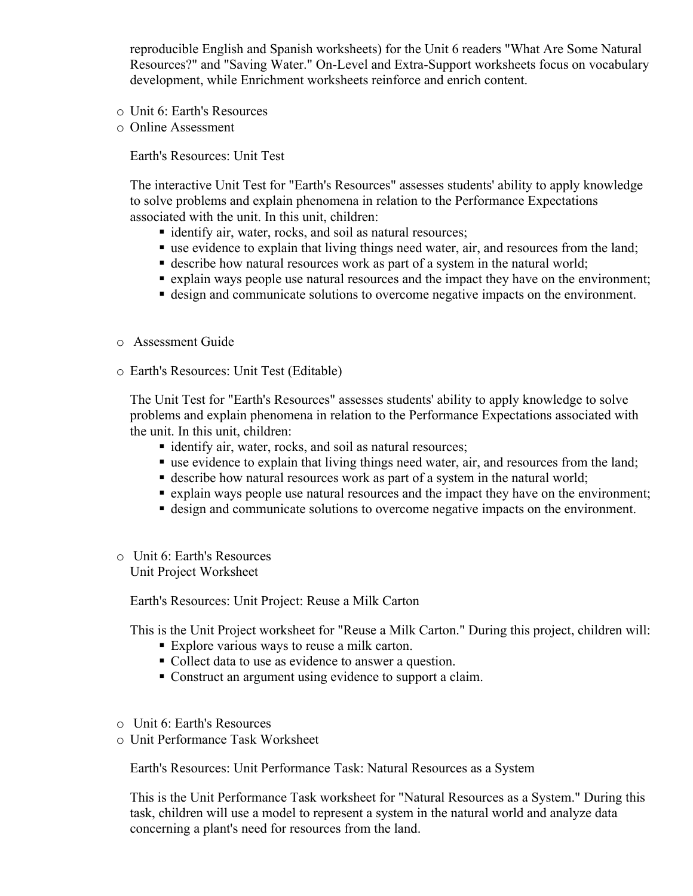reproducible English and Spanish worksheets) for the Unit 6 readers "What Are Some Natural Resources?" and "Saving Water." On-Level and Extra-Support worksheets focus on vocabulary development, while Enrichment worksheets reinforce and enrich content.

- Unit 6: Earth's Resources
- Online Assessment

  Earth's Resources: Unit Test

  The interactive Unit Test for "Earth's Resources" assesses students' ability to apply knowledge to solve problems and explain phenomena in relation to the Performance Expectations associated with the unit. In this unit, children:
  - identify air, water, rocks, and soil as natural resources;
  - use evidence to explain that living things need water, air, and resources from the land;
  - describe how natural resources work as part of a system in the natural world;
  - explain ways people use natural resources and the impact they have on the environment;
  - design and communicate solutions to overcome negative impacts on the environment.

- Assessment Guide

- Earth's Resources: Unit Test (Editable)

  The Unit Test for "Earth's Resources" assesses students' ability to apply knowledge to solve problems and explain phenomena in relation to the Performance Expectations associated with the unit. In this unit, children:
  - identify air, water, rocks, and soil as natural resources;
  - use evidence to explain that living things need water, air, and resources from the land;
  - describe how natural resources work as part of a system in the natural world;
  - explain ways people use natural resources and the impact they have on the environment;
  - design and communicate solutions to overcome negative impacts on the environment.

- Unit 6: Earth's Resources
  Unit Project Worksheet

  Earth's Resources: Unit Project: Reuse a Milk Carton

  This is the Unit Project worksheet for "Reuse a Milk Carton." During this project, children will:
  - Explore various ways to reuse a milk carton.
  - Collect data to use as evidence to answer a question.
  - Construct an argument using evidence to support a claim.

- Unit 6: Earth's Resources
- Unit Performance Task Worksheet

  Earth's Resources: Unit Performance Task: Natural Resources as a System

  This is the Unit Performance Task worksheet for "Natural Resources as a System." During this task, children will use a model to represent a system in the natural world and analyze data concerning a plant's need for resources from the land.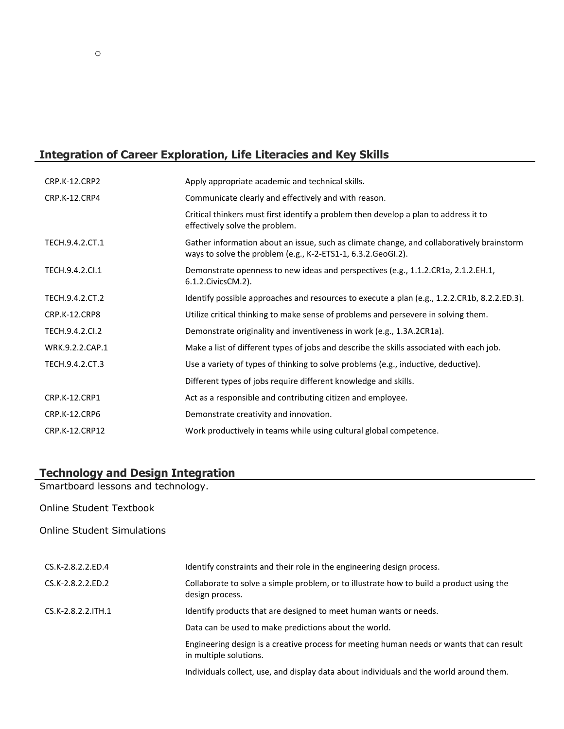◦

## Integration of Career Exploration, Life Literacies and Key Skills

| | |
|---|---|
| CRP.K-12.CRP2 | Apply appropriate academic and technical skills. |
| CRP.K-12.CRP4 | Communicate clearly and effectively and with reason. |
| | Critical thinkers must first identify a problem then develop a plan to address it to effectively solve the problem. |
| TECH.9.4.2.CT.1 | Gather information about an issue, such as climate change, and collaboratively brainstorm ways to solve the problem (e.g., K-2-ETS1-1, 6.3.2.GeoGI.2). |
| TECH.9.4.2.CI.1 | Demonstrate openness to new ideas and perspectives (e.g., 1.1.2.CR1a, 2.1.2.EH.1, 6.1.2.CivicsCM.2). |
| TECH.9.4.2.CT.2 | Identify possible approaches and resources to execute a plan (e.g., 1.2.2.CR1b, 8.2.2.ED.3). |
| CRP.K-12.CRP8 | Utilize critical thinking to make sense of problems and persevere in solving them. |
| TECH.9.4.2.CI.2 | Demonstrate originality and inventiveness in work (e.g., 1.3A.2CR1a). |
| WRK.9.2.2.CAP.1 | Make a list of different types of jobs and describe the skills associated with each job. |
| TECH.9.4.2.CT.3 | Use a variety of types of thinking to solve problems (e.g., inductive, deductive). |
| | Different types of jobs require different knowledge and skills. |
| CRP.K-12.CRP1 | Act as a responsible and contributing citizen and employee. |
| CRP.K-12.CRP6 | Demonstrate creativity and innovation. |
| CRP.K-12.CRP12 | Work productively in teams while using cultural global competence. |

## Technology and Design Integration

Smartboard lessons and technology.

Online Student Textbook

Online Student Simulations

| | |
|---|---|
| CS.K-2.8.2.2.ED.4 | Identify constraints and their role in the engineering design process. |
| CS.K-2.8.2.2.ED.2 | Collaborate to solve a simple problem, or to illustrate how to build a product using the design process. |
| CS.K-2.8.2.2.ITH.1 | Identify products that are designed to meet human wants or needs. |
| | Data can be used to make predictions about the world. |
| | Engineering design is a creative process for meeting human needs or wants that can result in multiple solutions. |
| | Individuals collect, use, and display data about individuals and the world around them. |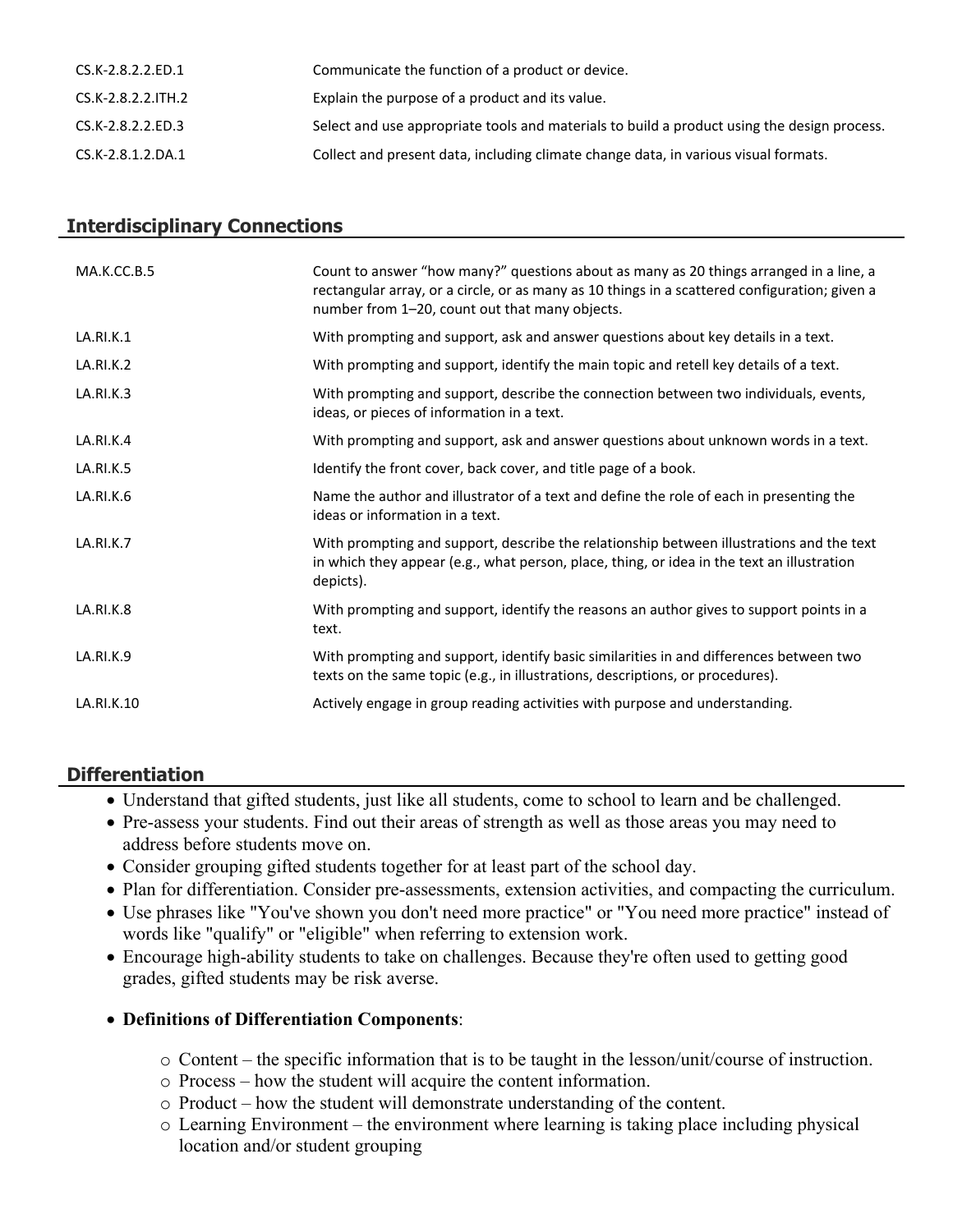| | |
|---|---|
| CS.K-2.8.2.2.ED.1 | Communicate the function of a product or device. |
| CS.K-2.8.2.2.ITH.2 | Explain the purpose of a product and its value. |
| CS.K-2.8.2.2.ED.3 | Select and use appropriate tools and materials to build a product using the design process. |
| CS.K-2.8.1.2.DA.1 | Collect and present data, including climate change data, in various visual formats. |

## Interdisciplinary Connections

| | |
|---|---|
| MA.K.CC.B.5 | Count to answer "how many?" questions about as many as 20 things arranged in a line, a rectangular array, or a circle, or as many as 10 things in a scattered configuration; given a number from 1–20, count out that many objects. |
| LA.RI.K.1 | With prompting and support, ask and answer questions about key details in a text. |
| LA.RI.K.2 | With prompting and support, identify the main topic and retell key details of a text. |
| LA.RI.K.3 | With prompting and support, describe the connection between two individuals, events, ideas, or pieces of information in a text. |
| LA.RI.K.4 | With prompting and support, ask and answer questions about unknown words in a text. |
| LA.RI.K.5 | Identify the front cover, back cover, and title page of a book. |
| LA.RI.K.6 | Name the author and illustrator of a text and define the role of each in presenting the ideas or information in a text. |
| LA.RI.K.7 | With prompting and support, describe the relationship between illustrations and the text in which they appear (e.g., what person, place, thing, or idea in the text an illustration depicts). |
| LA.RI.K.8 | With prompting and support, identify the reasons an author gives to support points in a text. |
| LA.RI.K.9 | With prompting and support, identify basic similarities in and differences between two texts on the same topic (e.g., in illustrations, descriptions, or procedures). |
| LA.RI.K.10 | Actively engage in group reading activities with purpose and understanding. |

## Differentiation

- Understand that gifted students, just like all students, come to school to learn and be challenged.
- Pre-assess your students. Find out their areas of strength as well as those areas you may need to address before students move on.
- Consider grouping gifted students together for at least part of the school day.
- Plan for differentiation. Consider pre-assessments, extension activities, and compacting the curriculum.
- Use phrases like "You've shown you don't need more practice" or "You need more practice" instead of words like "qualify" or "eligible" when referring to extension work.
- Encourage high-ability students to take on challenges. Because they're often used to getting good grades, gifted students may be risk averse.
- **Definitions of Differentiation Components**:
  - Content – the specific information that is to be taught in the lesson/unit/course of instruction.
  - Process – how the student will acquire the content information.
  - Product – how the student will demonstrate understanding of the content.
  - Learning Environment – the environment where learning is taking place including physical location and/or student grouping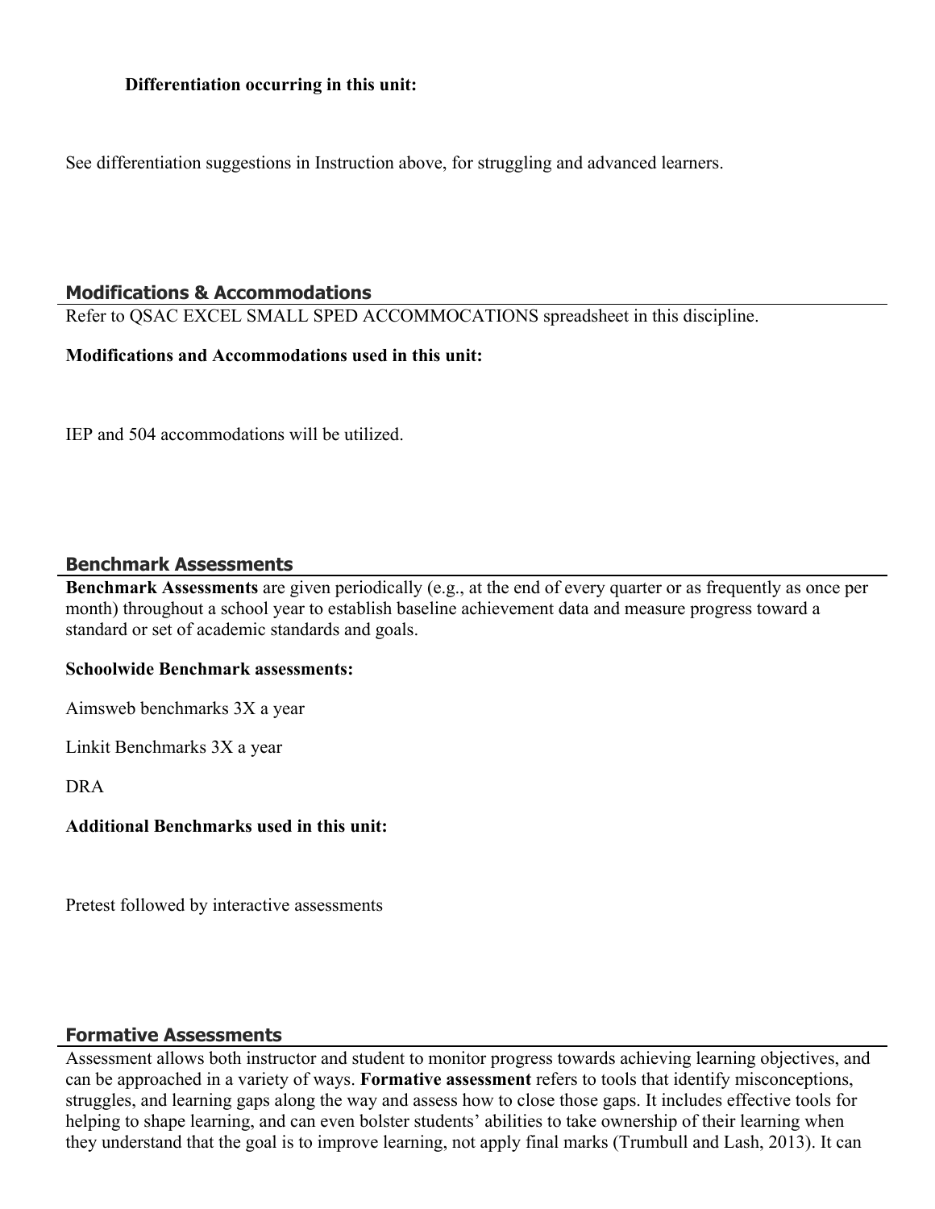**Differentiation occurring in this unit:**

See differentiation suggestions in Instruction above, for struggling and advanced learners.

## Modifications & Accommodations

Refer to QSAC EXCEL SMALL SPED ACCOMMOCATIONS spreadsheet in this discipline.

**Modifications and Accommodations used in this unit:**

IEP and 504 accommodations will be utilized.

## Benchmark Assessments

**Benchmark Assessments** are given periodically (e.g., at the end of every quarter or as frequently as once per month) throughout a school year to establish baseline achievement data and measure progress toward a standard or set of academic standards and goals.

**Schoolwide Benchmark assessments:**

Aimsweb benchmarks 3X a year

Linkit Benchmarks 3X a year

DRA

**Additional Benchmarks used in this unit:**

Pretest followed by interactive assessments

## Formative Assessments

Assessment allows both instructor and student to monitor progress towards achieving learning objectives, and can be approached in a variety of ways. **Formative assessment** refers to tools that identify misconceptions, struggles, and learning gaps along the way and assess how to close those gaps. It includes effective tools for helping to shape learning, and can even bolster students' abilities to take ownership of their learning when they understand that the goal is to improve learning, not apply final marks (Trumbull and Lash, 2013). It can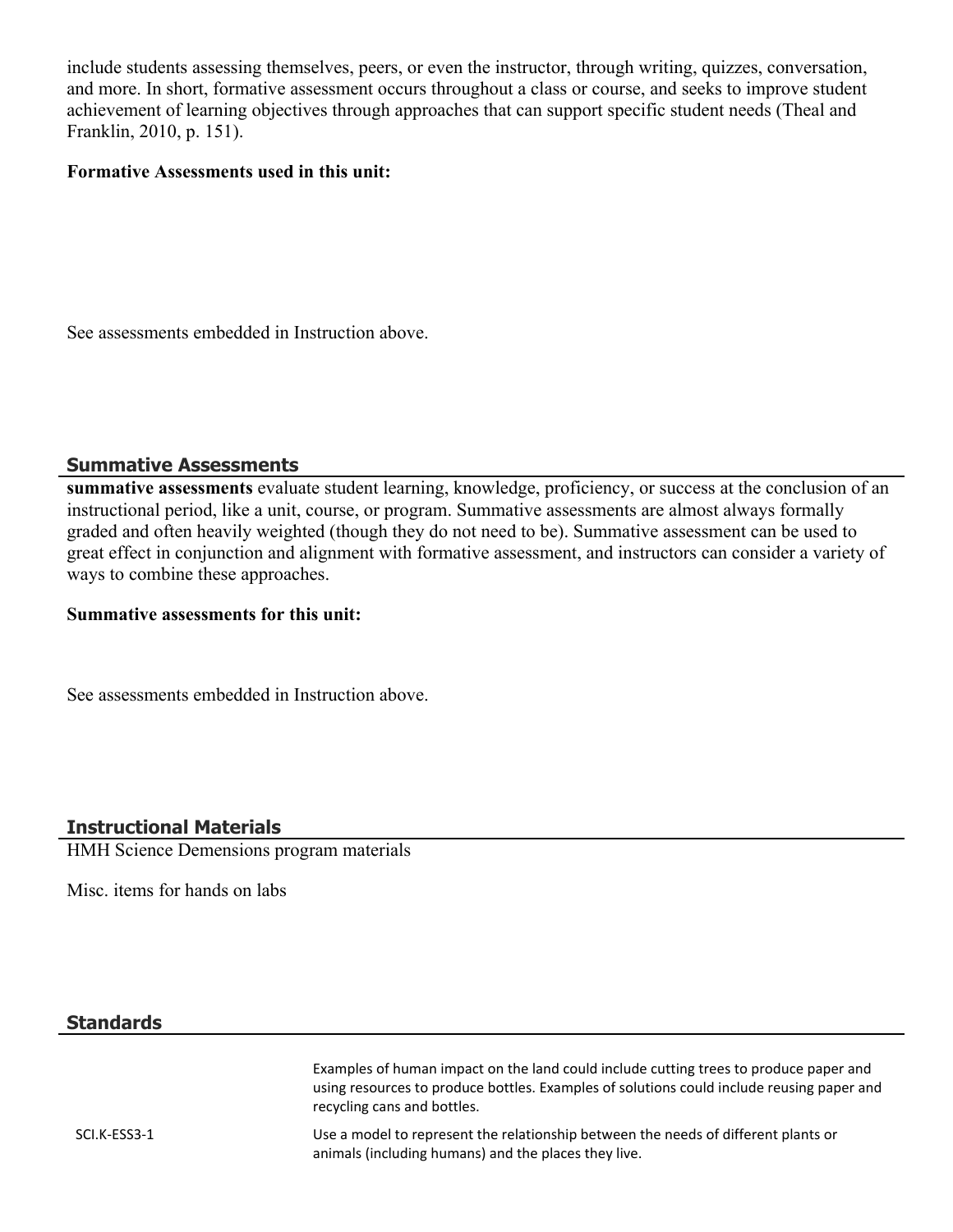include students assessing themselves, peers, or even the instructor, through writing, quizzes, conversation, and more. In short, formative assessment occurs throughout a class or course, and seeks to improve student achievement of learning objectives through approaches that can support specific student needs (Theal and Franklin, 2010, p. 151).

**Formative Assessments used in this unit:**

See assessments embedded in Instruction above.

## Summative Assessments

**summative assessments** evaluate student learning, knowledge, proficiency, or success at the conclusion of an instructional period, like a unit, course, or program. Summative assessments are almost always formally graded and often heavily weighted (though they do not need to be). Summative assessment can be used to great effect in conjunction and alignment with formative assessment, and instructors can consider a variety of ways to combine these approaches.

**Summative assessments for this unit:**

See assessments embedded in Instruction above.

## Instructional Materials

HMH Science Demensions program materials

Misc. items for hands on labs

## Standards

| | |
|---|---|
| | Examples of human impact on the land could include cutting trees to produce paper and using resources to produce bottles. Examples of solutions could include reusing paper and recycling cans and bottles. |
| SCI.K-ESS3-1 | Use a model to represent the relationship between the needs of different plants or animals (including humans) and the places they live. |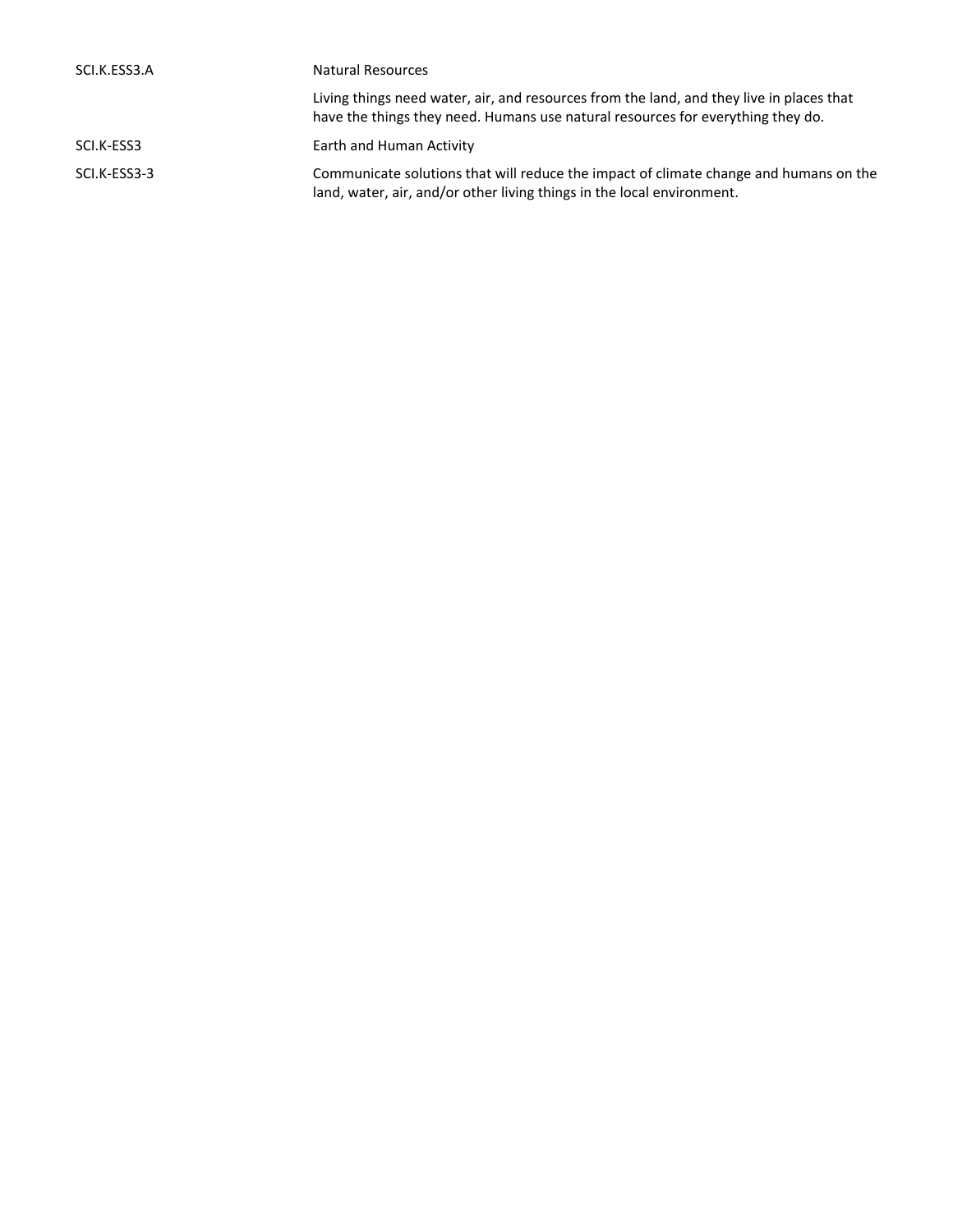| | |
|---|---|
| SCI.K.ESS3.A | Natural Resources<br>Living things need water, air, and resources from the land, and they live in places that have the things they need. Humans use natural resources for everything they do. |
| SCI.K-ESS3 | Earth and Human Activity |
| SCI.K-ESS3-3 | Communicate solutions that will reduce the impact of climate change and humans on the land, water, air, and/or other living things in the local environment. |